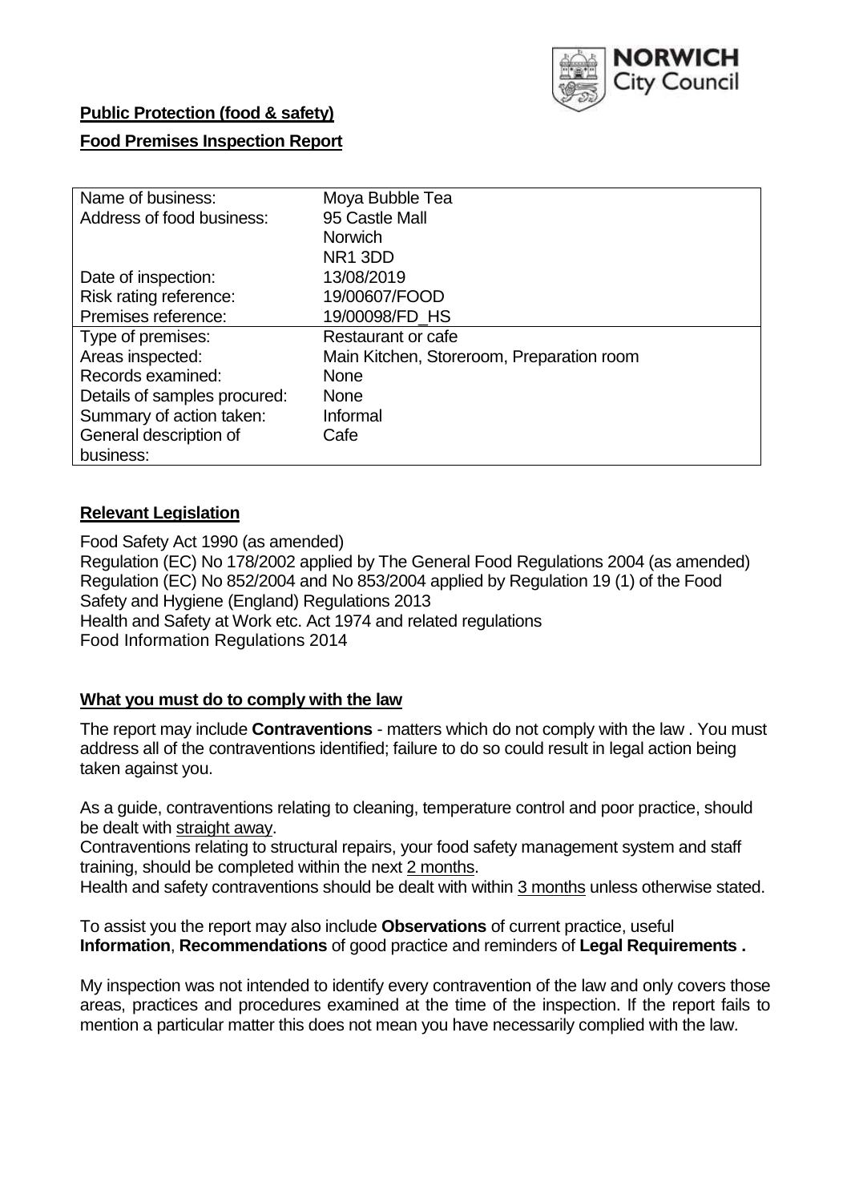**Public Protection (food & safety)**

**Food Premises Inspection Report**

| Name of business: | Moya Bubble Tea |
| --- | --- |
| Address of food business: | 95 Castle Mall<br>Norwich<br>NR1 3DD |
| Date of inspection: | 13/08/2019 |
| Risk rating reference: | 19/00607/FOOD |
| Premises reference: | 19/00098/FD_HS |
| Type of premises: | Restaurant or cafe |
| Areas inspected: | Main Kitchen, Storeroom, Preparation room |
| Records examined: | None |
| Details of samples procured: | None |
| Summary of action taken: | Informal |
| General description of business: | Cafe |

## Relevant Legislation

Food Safety Act 1990 (as amended)
Regulation (EC) No 178/2002 applied by The General Food Regulations 2004 (as amended)
Regulation (EC) No 852/2004 and No 853/2004 applied by Regulation 19 (1) of the Food Safety and Hygiene (England) Regulations 2013
Health and Safety at Work etc. Act 1974 and related regulations
Food Information Regulations 2014

## What you must do to comply with the law

The report may include **Contraventions** - matters which do not comply with the law . You must address all of the contraventions identified; failure to do so could result in legal action being taken against you.

As a guide, contraventions relating to cleaning, temperature control and poor practice, should be dealt with straight away.

Contraventions relating to structural repairs, your food safety management system and staff training, should be completed within the next 2 months.

Health and safety contraventions should be dealt with within 3 months unless otherwise stated.

To assist you the report may also include **Observations** of current practice, useful **Information**, **Recommendations** of good practice and reminders of **Legal Requirements .**

My inspection was not intended to identify every contravention of the law and only covers those areas, practices and procedures examined at the time of the inspection. If the report fails to mention a particular matter this does not mean you have necessarily complied with the law.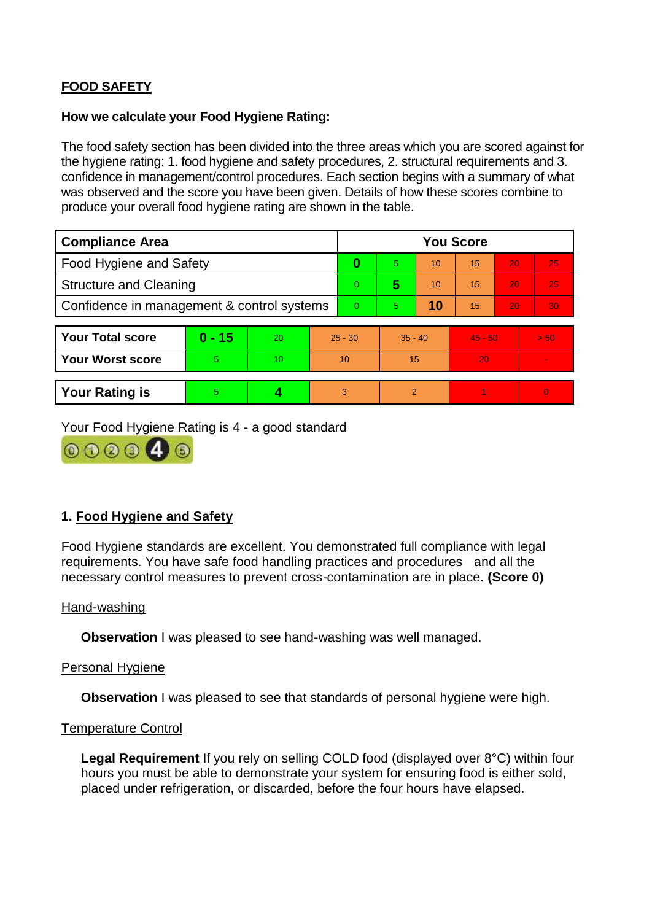## FOOD SAFETY

**How we calculate your Food Hygiene Rating:**

The food safety section has been divided into the three areas which you are scored against for the hygiene rating: 1. food hygiene and safety procedures, 2. structural requirements and 3. confidence in management/control procedures. Each section begins with a summary of what was observed and the score you have been given. Details of how these scores combine to produce your overall food hygiene rating are shown in the table.

| Compliance Area | You Score | | | | | |
|---|---|---|---|---|---|---|
| Food Hygiene and Safety | **0** | 5 | 10 | 15 | 20 | 25 |
| Structure and Cleaning | 0 | **5** | 10 | 15 | 20 | 25 |
| Confidence in management & control systems | 0 | 5 | **10** | 15 | 20 | 30 |

| | | | | | | |
|---|---|---|---|---|---|---|
| **Your Total score** | **0 - 15** | 20 | 25 - 30 | 35 - 40 | 45 - 50 | > 50 |
| **Your Worst score** | 5 | 10 | 10 | 15 | 20 | - |

| | | | | | | |
|---|---|---|---|---|---|---|
| **Your Rating is** | 5 | **4** | 3 | 2 | 1 | 0 |

Your Food Hygiene Rating is 4 - a good standard

### 1. Food Hygiene and Safety

Food Hygiene standards are excellent. You demonstrated full compliance with legal requirements. You have safe food handling practices and procedures and all the necessary control measures to prevent cross-contamination are in place. **(Score 0)**

Hand-washing

**Observation** I was pleased to see hand-washing was well managed.

Personal Hygiene

**Observation** I was pleased to see that standards of personal hygiene were high.

Temperature Control

**Legal Requirement** If you rely on selling COLD food (displayed over 8°C) within four hours you must be able to demonstrate your system for ensuring food is either sold, placed under refrigeration, or discarded, before the four hours have elapsed.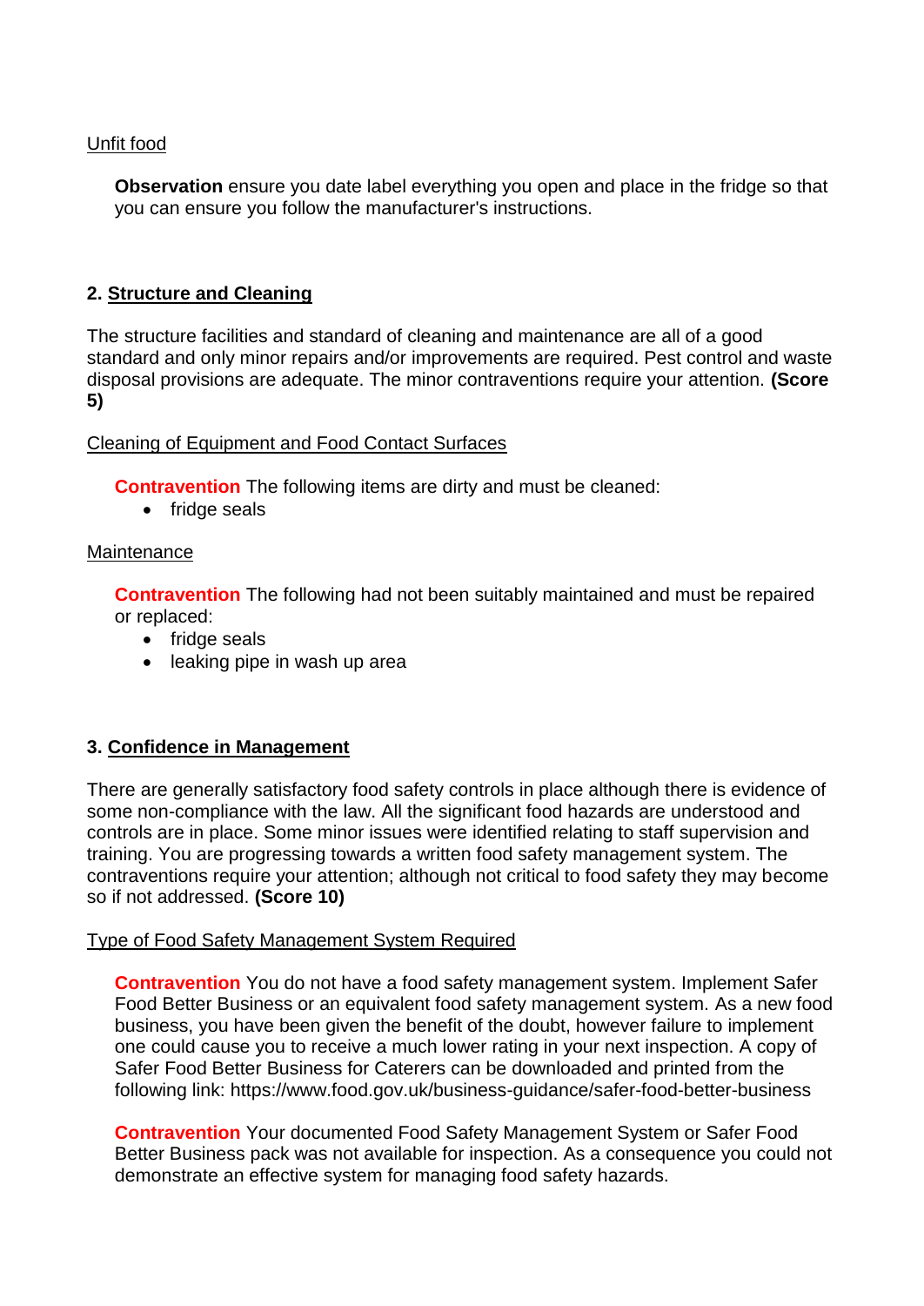Unfit food

**Observation** ensure you date label everything you open and place in the fridge so that you can ensure you follow the manufacturer's instructions.

## 2. Structure and Cleaning

The structure facilities and standard of cleaning and maintenance are all of a good standard and only minor repairs and/or improvements are required. Pest control and waste disposal provisions are adequate. The minor contraventions require your attention. **(Score 5)**

Cleaning of Equipment and Food Contact Surfaces

**Contravention** The following items are dirty and must be cleaned:

- fridge seals

Maintenance

**Contravention** The following had not been suitably maintained and must be repaired or replaced:

- fridge seals
- leaking pipe in wash up area

## 3. Confidence in Management

There are generally satisfactory food safety controls in place although there is evidence of some non-compliance with the law. All the significant food hazards are understood and controls are in place. Some minor issues were identified relating to staff supervision and training. You are progressing towards a written food safety management system. The contraventions require your attention; although not critical to food safety they may become so if not addressed. **(Score 10)**

Type of Food Safety Management System Required

**Contravention** You do not have a food safety management system. Implement Safer Food Better Business or an equivalent food safety management system. As a new food business, you have been given the benefit of the doubt, however failure to implement one could cause you to receive a much lower rating in your next inspection. A copy of Safer Food Better Business for Caterers can be downloaded and printed from the following link: https://www.food.gov.uk/business-guidance/safer-food-better-business

**Contravention** Your documented Food Safety Management System or Safer Food Better Business pack was not available for inspection. As a consequence you could not demonstrate an effective system for managing food safety hazards.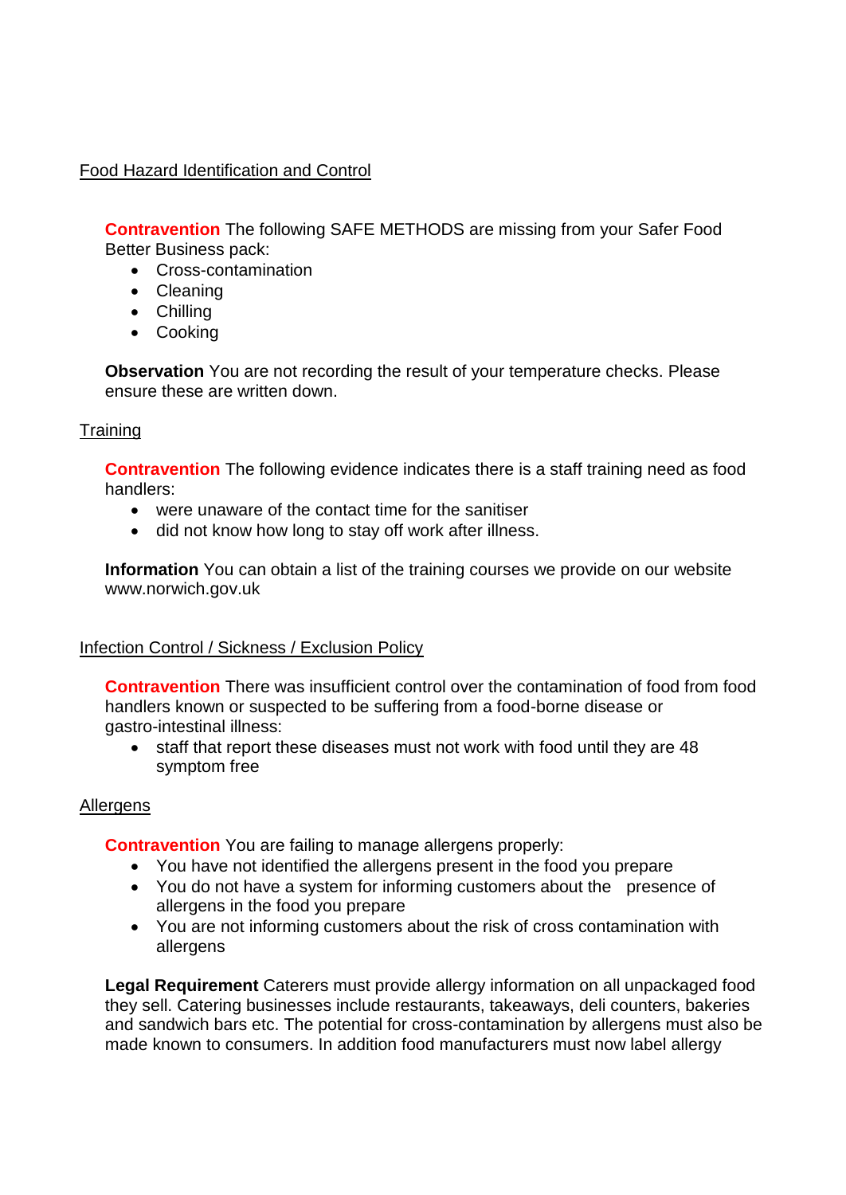Food Hazard Identification and Control

**Contravention** The following SAFE METHODS are missing from your Safer Food Better Business pack:

- Cross-contamination
- Cleaning
- Chilling
- Cooking

**Observation** You are not recording the result of your temperature checks. Please ensure these are written down.

Training

**Contravention** The following evidence indicates there is a staff training need as food handlers:

- were unaware of the contact time for the sanitiser
- did not know how long to stay off work after illness.

**Information** You can obtain a list of the training courses we provide on our website www.norwich.gov.uk

Infection Control / Sickness / Exclusion Policy

**Contravention** There was insufficient control over the contamination of food from food handlers known or suspected to be suffering from a food-borne disease or gastro-intestinal illness:

- staff that report these diseases must not work with food until they are 48 symptom free

Allergens

**Contravention** You are failing to manage allergens properly:

- You have not identified the allergens present in the food you prepare
- You do not have a system for informing customers about the presence of allergens in the food you prepare
- You are not informing customers about the risk of cross contamination with allergens

**Legal Requirement** Caterers must provide allergy information on all unpackaged food they sell. Catering businesses include restaurants, takeaways, deli counters, bakeries and sandwich bars etc. The potential for cross-contamination by allergens must also be made known to consumers. In addition food manufacturers must now label allergy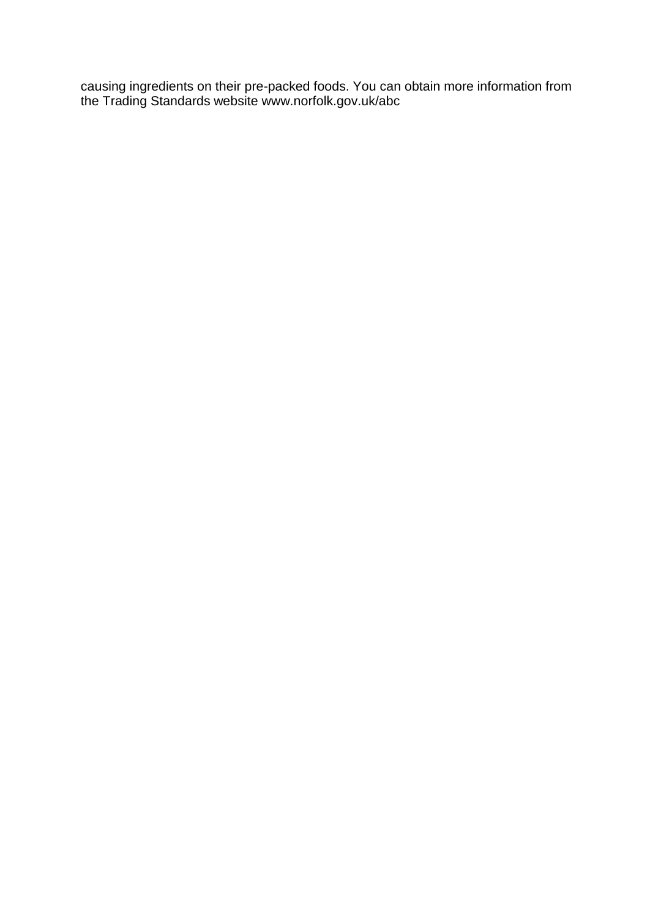causing ingredients on their pre-packed foods. You can obtain more information from the Trading Standards website www.norfolk.gov.uk/abc